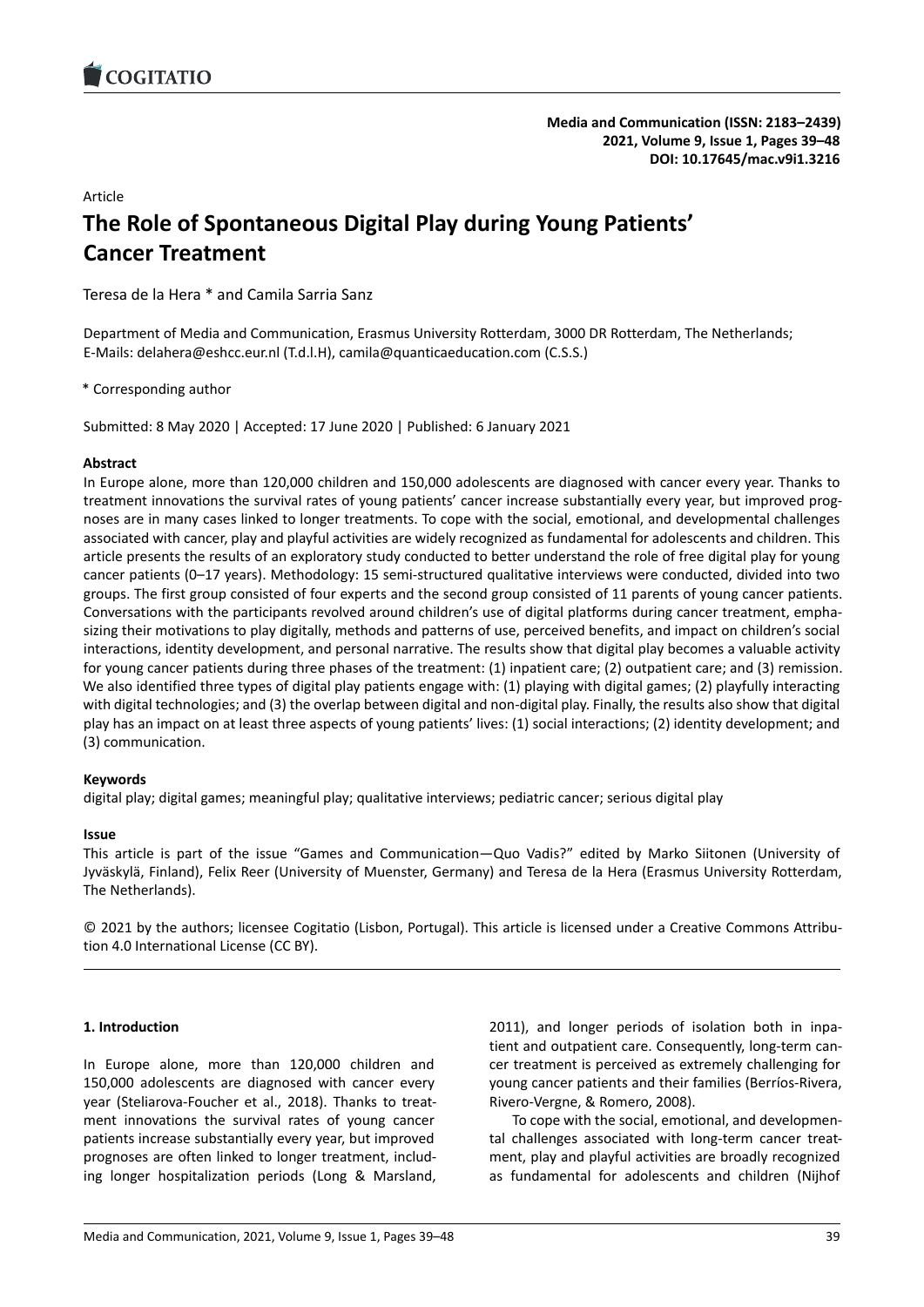Article

# The Role of Spontaneous Digital Play during Young Patients' Cancer Treatment

Teresa de la Hera * and Camila Sarria Sanz

Department of Media and Communication, Erasmus University Rotterdam, 3000 DR Rotterdam, The Netherlands; E-Mails: delahera@eshcc.eur.nl (T.d.l.H), camila@quanticaeducation.com (C.S.S.)

* Corresponding author

Submitted: 8 May 2020 | Accepted: 17 June 2020 | Published: 6 January 2021

### Abstract

In Europe alone, more than 120,000 children and 150,000 adolescents are diagnosed with cancer every year. Thanks to treatment innovations the survival rates of young patients' cancer increase substantially every year, but improved prognoses are in many cases linked to longer treatments. To cope with the social, emotional, and developmental challenges associated with cancer, play and playful activities are widely recognized as fundamental for adolescents and children. This article presents the results of an exploratory study conducted to better understand the role of free digital play for young cancer patients (0–17 years). Methodology: 15 semi-structured qualitative interviews were conducted, divided into two groups. The first group consisted of four experts and the second group consisted of 11 parents of young cancer patients. Conversations with the participants revolved around children's use of digital platforms during cancer treatment, emphasizing their motivations to play digitally, methods and patterns of use, perceived benefits, and impact on children's social interactions, identity development, and personal narrative. The results show that digital play becomes a valuable activity for young cancer patients during three phases of the treatment: (1) inpatient care; (2) outpatient care; and (3) remission. We also identified three types of digital play patients engage with: (1) playing with digital games; (2) playfully interacting with digital technologies; and (3) the overlap between digital and non-digital play. Finally, the results also show that digital play has an impact on at least three aspects of young patients' lives: (1) social interactions; (2) identity development; and (3) communication.

### Keywords

digital play; digital games; meaningful play; qualitative interviews; pediatric cancer; serious digital play

### Issue

This article is part of the issue "Games and Communication—Quo Vadis?" edited by Marko Siitonen (University of Jyväskylä, Finland), Felix Reer (University of Muenster, Germany) and Teresa de la Hera (Erasmus University Rotterdam, The Netherlands).

© 2021 by the authors; licensee Cogitatio (Lisbon, Portugal). This article is licensed under a Creative Commons Attribution 4.0 International License (CC BY).

## 1. Introduction

In Europe alone, more than 120,000 children and 150,000 adolescents are diagnosed with cancer every year (Steliarova-Foucher et al., 2018). Thanks to treatment innovations the survival rates of young cancer patients increase substantially every year, but improved prognoses are often linked to longer treatment, including longer hospitalization periods (Long & Marsland, 2011), and longer periods of isolation both in inpatient and outpatient care. Consequently, long-term cancer treatment is perceived as extremely challenging for young cancer patients and their families (Berríos-Rivera, Rivero-Vergne, & Romero, 2008).

To cope with the social, emotional, and developmental challenges associated with long-term cancer treatment, play and playful activities are broadly recognized as fundamental for adolescents and children (Nijhof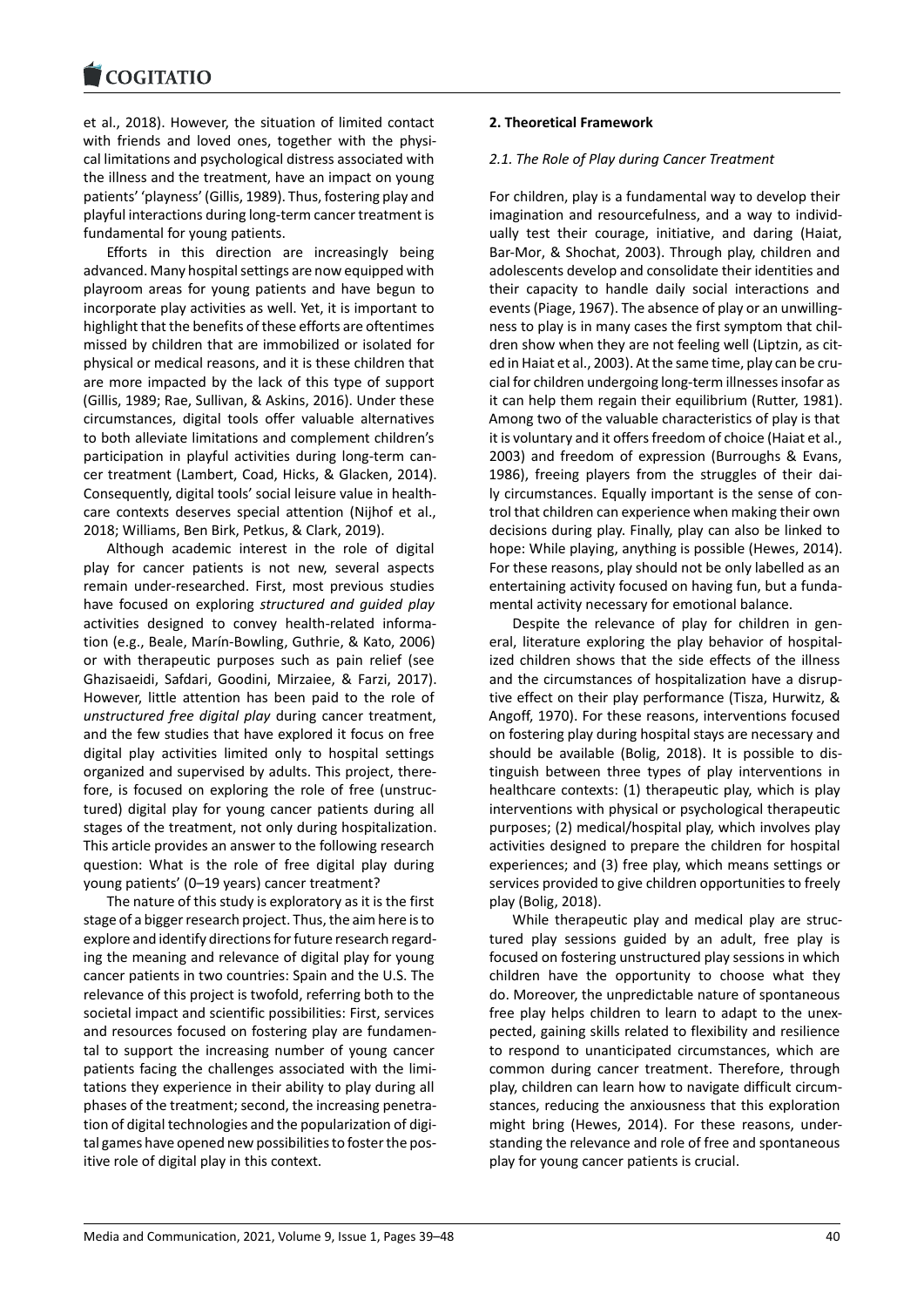et al., 2018). However, the situation of limited contact with friends and loved ones, together with the physical limitations and psychological distress associated with the illness and the treatment, have an impact on young patients' 'playness' (Gillis, 1989). Thus, fostering play and playful interactions during long-term cancer treatment is fundamental for young patients.

Efforts in this direction are increasingly being advanced. Many hospital settings are now equipped with playroom areas for young patients and have begun to incorporate play activities as well. Yet, it is important to highlight that the benefits of these efforts are oftentimes missed by children that are immobilized or isolated for physical or medical reasons, and it is these children that are more impacted by the lack of this type of support (Gillis, 1989; Rae, Sullivan, & Askins, 2016). Under these circumstances, digital tools offer valuable alternatives to both alleviate limitations and complement children's participation in playful activities during long-term cancer treatment (Lambert, Coad, Hicks, & Glacken, 2014). Consequently, digital tools' social leisure value in healthcare contexts deserves special attention (Nijhof et al., 2018; Williams, Ben Birk, Petkus, & Clark, 2019).

Although academic interest in the role of digital play for cancer patients is not new, several aspects remain under-researched. First, most previous studies have focused on exploring *structured and guided play* activities designed to convey health-related information (e.g., Beale, Marín-Bowling, Guthrie, & Kato, 2006) or with therapeutic purposes such as pain relief (see Ghazisaeidi, Safdari, Goodini, Mirzaiee, & Farzi, 2017). However, little attention has been paid to the role of *unstructured free digital play* during cancer treatment, and the few studies that have explored it focus on free digital play activities limited only to hospital settings organized and supervised by adults. This project, therefore, is focused on exploring the role of free (unstructured) digital play for young cancer patients during all stages of the treatment, not only during hospitalization. This article provides an answer to the following research question: What is the role of free digital play during young patients' (0–19 years) cancer treatment?

The nature of this study is exploratory as it is the first stage of a bigger research project. Thus, the aim here is to explore and identify directions for future research regarding the meaning and relevance of digital play for young cancer patients in two countries: Spain and the U.S. The relevance of this project is twofold, referring both to the societal impact and scientific possibilities: First, services and resources focused on fostering play are fundamental to support the increasing number of young cancer patients facing the challenges associated with the limitations they experience in their ability to play during all phases of the treatment; second, the increasing penetration of digital technologies and the popularization of digital games have opened new possibilities to foster the positive role of digital play in this context.

## 2. Theoretical Framework

### 2.1. The Role of Play during Cancer Treatment

For children, play is a fundamental way to develop their imagination and resourcefulness, and a way to individually test their courage, initiative, and daring (Haiat, Bar-Mor, & Shochat, 2003). Through play, children and adolescents develop and consolidate their identities and their capacity to handle daily social interactions and events (Piage, 1967). The absence of play or an unwillingness to play is in many cases the first symptom that children show when they are not feeling well (Liptzin, as cited in Haiat et al., 2003). At the same time, play can be crucial for children undergoing long-term illnesses insofar as it can help them regain their equilibrium (Rutter, 1981). Among two of the valuable characteristics of play is that it is voluntary and it offers freedom of choice (Haiat et al., 2003) and freedom of expression (Burroughs & Evans, 1986), freeing players from the struggles of their daily circumstances. Equally important is the sense of control that children can experience when making their own decisions during play. Finally, play can also be linked to hope: While playing, anything is possible (Hewes, 2014). For these reasons, play should not be only labelled as an entertaining activity focused on having fun, but a fundamental activity necessary for emotional balance.

Despite the relevance of play for children in general, literature exploring the play behavior of hospitalized children shows that the side effects of the illness and the circumstances of hospitalization have a disruptive effect on their play performance (Tisza, Hurwitz, & Angoff, 1970). For these reasons, interventions focused on fostering play during hospital stays are necessary and should be available (Bolig, 2018). It is possible to distinguish between three types of play interventions in healthcare contexts: (1) therapeutic play, which is play interventions with physical or psychological therapeutic purposes; (2) medical/hospital play, which involves play activities designed to prepare the children for hospital experiences; and (3) free play, which means settings or services provided to give children opportunities to freely play (Bolig, 2018).

While therapeutic play and medical play are structured play sessions guided by an adult, free play is focused on fostering unstructured play sessions in which children have the opportunity to choose what they do. Moreover, the unpredictable nature of spontaneous free play helps children to learn to adapt to the unexpected, gaining skills related to flexibility and resilience to respond to unanticipated circumstances, which are common during cancer treatment. Therefore, through play, children can learn how to navigate difficult circumstances, reducing the anxiousness that this exploration might bring (Hewes, 2014). For these reasons, understanding the relevance and role of free and spontaneous play for young cancer patients is crucial.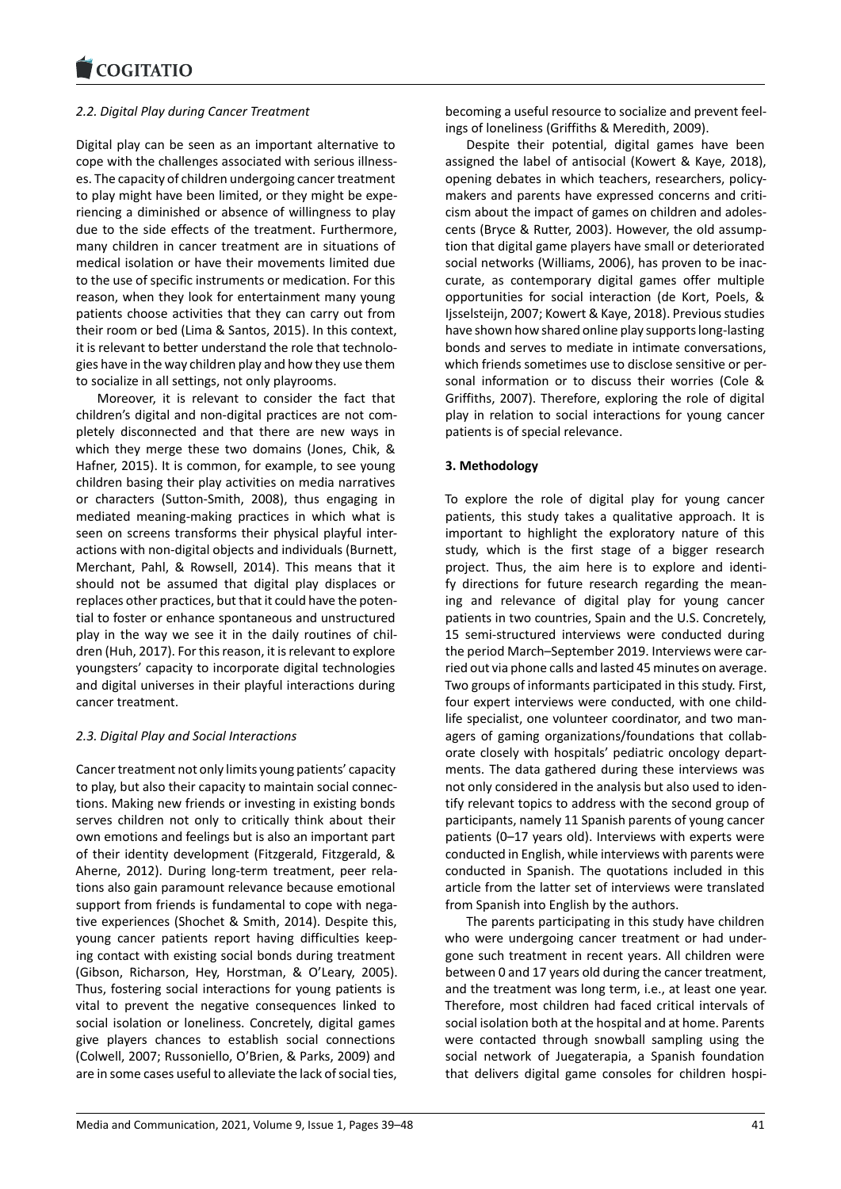### 2.2. Digital Play during Cancer Treatment

Digital play can be seen as an important alternative to cope with the challenges associated with serious illnesses. The capacity of children undergoing cancer treatment to play might have been limited, or they might be experiencing a diminished or absence of willingness to play due to the side effects of the treatment. Furthermore, many children in cancer treatment are in situations of medical isolation or have their movements limited due to the use of specific instruments or medication. For this reason, when they look for entertainment many young patients choose activities that they can carry out from their room or bed (Lima & Santos, 2015). In this context, it is relevant to better understand the role that technologies have in the way children play and how they use them to socialize in all settings, not only playrooms.

Moreover, it is relevant to consider the fact that children's digital and non-digital practices are not completely disconnected and that there are new ways in which they merge these two domains (Jones, Chik, & Hafner, 2015). It is common, for example, to see young children basing their play activities on media narratives or characters (Sutton-Smith, 2008), thus engaging in mediated meaning-making practices in which what is seen on screens transforms their physical playful interactions with non-digital objects and individuals (Burnett, Merchant, Pahl, & Rowsell, 2014). This means that it should not be assumed that digital play displaces or replaces other practices, but that it could have the potential to foster or enhance spontaneous and unstructured play in the way we see it in the daily routines of children (Huh, 2017). For this reason, it is relevant to explore youngsters' capacity to incorporate digital technologies and digital universes in their playful interactions during cancer treatment.

### 2.3. Digital Play and Social Interactions

Cancer treatment not only limits young patients' capacity to play, but also their capacity to maintain social connections. Making new friends or investing in existing bonds serves children not only to critically think about their own emotions and feelings but is also an important part of their identity development (Fitzgerald, Fitzgerald, & Aherne, 2012). During long-term treatment, peer relations also gain paramount relevance because emotional support from friends is fundamental to cope with negative experiences (Shochet & Smith, 2014). Despite this, young cancer patients report having difficulties keeping contact with existing social bonds during treatment (Gibson, Richarson, Hey, Horstman, & O'Leary, 2005). Thus, fostering social interactions for young patients is vital to prevent the negative consequences linked to social isolation or loneliness. Concretely, digital games give players chances to establish social connections (Colwell, 2007; Russoniello, O'Brien, & Parks, 2009) and are in some cases useful to alleviate the lack of social ties, becoming a useful resource to socialize and prevent feelings of loneliness (Griffiths & Meredith, 2009).

Despite their potential, digital games have been assigned the label of antisocial (Kowert & Kaye, 2018), opening debates in which teachers, researchers, policymakers and parents have expressed concerns and criticism about the impact of games on children and adolescents (Bryce & Rutter, 2003). However, the old assumption that digital game players have small or deteriorated social networks (Williams, 2006), has proven to be inaccurate, as contemporary digital games offer multiple opportunities for social interaction (de Kort, Poels, & Ijsselsteijn, 2007; Kowert & Kaye, 2018). Previous studies have shown how shared online play supports long-lasting bonds and serves to mediate in intimate conversations, which friends sometimes use to disclose sensitive or personal information or to discuss their worries (Cole & Griffiths, 2007). Therefore, exploring the role of digital play in relation to social interactions for young cancer patients is of special relevance.

## 3. Methodology

To explore the role of digital play for young cancer patients, this study takes a qualitative approach. It is important to highlight the exploratory nature of this study, which is the first stage of a bigger research project. Thus, the aim here is to explore and identify directions for future research regarding the meaning and relevance of digital play for young cancer patients in two countries, Spain and the U.S. Concretely, 15 semi-structured interviews were conducted during the period March–September 2019. Interviews were carried out via phone calls and lasted 45 minutes on average. Two groups of informants participated in this study. First, four expert interviews were conducted, with one child-life specialist, one volunteer coordinator, and two managers of gaming organizations/foundations that collaborate closely with hospitals' pediatric oncology departments. The data gathered during these interviews was not only considered in the analysis but also used to identify relevant topics to address with the second group of participants, namely 11 Spanish parents of young cancer patients (0–17 years old). Interviews with experts were conducted in English, while interviews with parents were conducted in Spanish. The quotations included in this article from the latter set of interviews were translated from Spanish into English by the authors.

The parents participating in this study have children who were undergoing cancer treatment or had undergone such treatment in recent years. All children were between 0 and 17 years old during the cancer treatment, and the treatment was long term, i.e., at least one year. Therefore, most children had faced critical intervals of social isolation both at the hospital and at home. Parents were contacted through snowball sampling using the social network of Juegaterapia, a Spanish foundation that delivers digital game consoles for children hospi-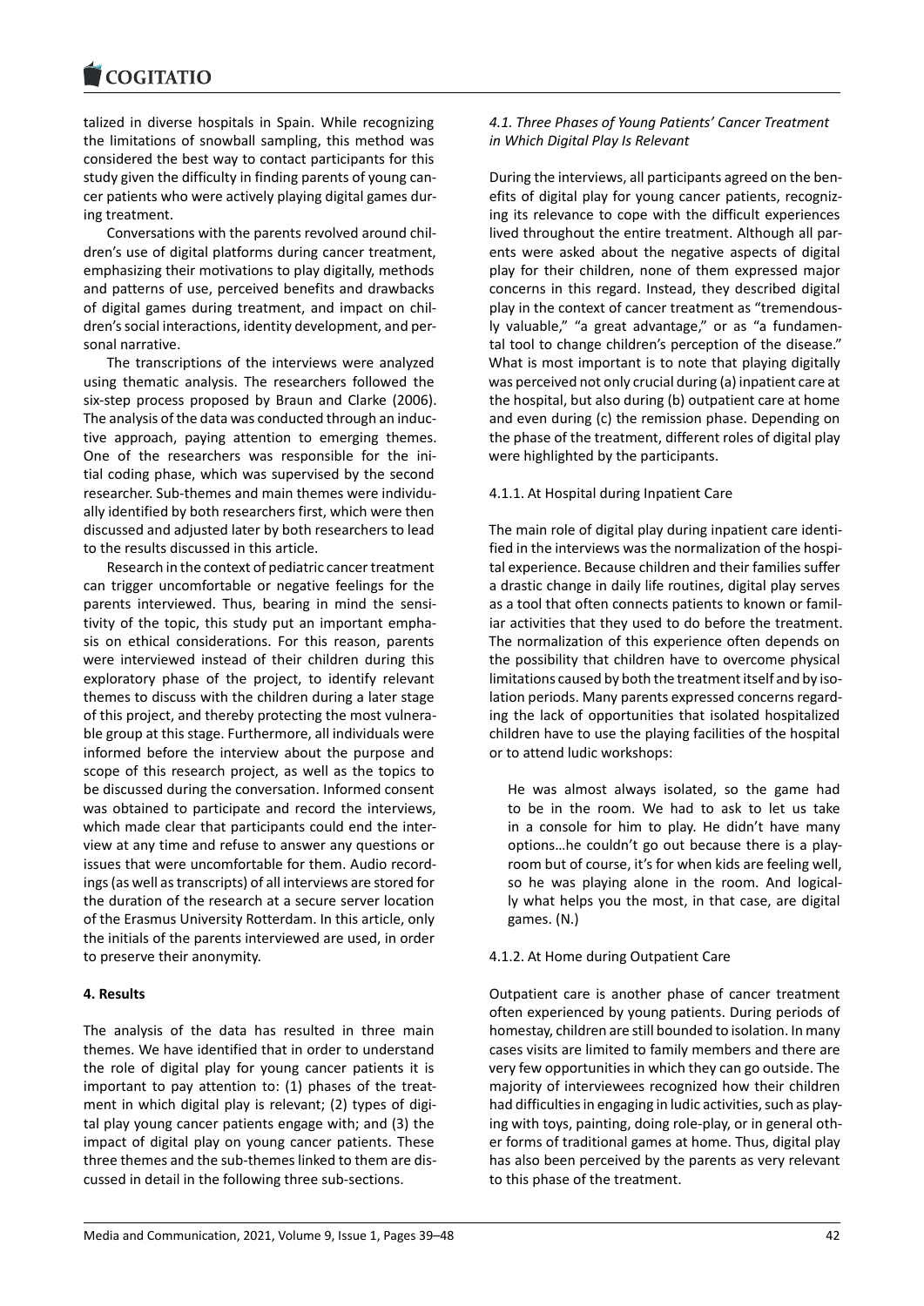talized in diverse hospitals in Spain. While recognizing the limitations of snowball sampling, this method was considered the best way to contact participants for this study given the difficulty in finding parents of young cancer patients who were actively playing digital games during treatment.

Conversations with the parents revolved around children's use of digital platforms during cancer treatment, emphasizing their motivations to play digitally, methods and patterns of use, perceived benefits and drawbacks of digital games during treatment, and impact on children's social interactions, identity development, and personal narrative.

The transcriptions of the interviews were analyzed using thematic analysis. The researchers followed the six-step process proposed by Braun and Clarke (2006). The analysis of the data was conducted through an inductive approach, paying attention to emerging themes. One of the researchers was responsible for the initial coding phase, which was supervised by the second researcher. Sub-themes and main themes were individually identified by both researchers first, which were then discussed and adjusted later by both researchers to lead to the results discussed in this article.

Research in the context of pediatric cancer treatment can trigger uncomfortable or negative feelings for the parents interviewed. Thus, bearing in mind the sensitivity of the topic, this study put an important emphasis on ethical considerations. For this reason, parents were interviewed instead of their children during this exploratory phase of the project, to identify relevant themes to discuss with the children during a later stage of this project, and thereby protecting the most vulnerable group at this stage. Furthermore, all individuals were informed before the interview about the purpose and scope of this research project, as well as the topics to be discussed during the conversation. Informed consent was obtained to participate and record the interviews, which made clear that participants could end the interview at any time and refuse to answer any questions or issues that were uncomfortable for them. Audio recordings (as well as transcripts) of all interviews are stored for the duration of the research at a secure server location of the Erasmus University Rotterdam. In this article, only the initials of the parents interviewed are used, in order to preserve their anonymity.

## 4. Results

The analysis of the data has resulted in three main themes. We have identified that in order to understand the role of digital play for young cancer patients it is important to pay attention to: (1) phases of the treatment in which digital play is relevant; (2) types of digital play young cancer patients engage with; and (3) the impact of digital play on young cancer patients. These three themes and the sub-themes linked to them are discussed in detail in the following three sub-sections.

### *4.1. Three Phases of Young Patients' Cancer Treatment in Which Digital Play Is Relevant*

During the interviews, all participants agreed on the benefits of digital play for young cancer patients, recognizing its relevance to cope with the difficult experiences lived throughout the entire treatment. Although all parents were asked about the negative aspects of digital play for their children, none of them expressed major concerns in this regard. Instead, they described digital play in the context of cancer treatment as "tremendously valuable," "a great advantage," or as "a fundamental tool to change children's perception of the disease." What is most important is to note that playing digitally was perceived not only crucial during (a) inpatient care at the hospital, but also during (b) outpatient care at home and even during (c) the remission phase. Depending on the phase of the treatment, different roles of digital play were highlighted by the participants.

#### 4.1.1. At Hospital during Inpatient Care

The main role of digital play during inpatient care identified in the interviews was the normalization of the hospital experience. Because children and their families suffer a drastic change in daily life routines, digital play serves as a tool that often connects patients to known or familiar activities that they used to do before the treatment. The normalization of this experience often depends on the possibility that children have to overcome physical limitations caused by both the treatment itself and by isolation periods. Many parents expressed concerns regarding the lack of opportunities that isolated hospitalized children have to use the playing facilities of the hospital or to attend ludic workshops:

> He was almost always isolated, so the game had to be in the room. We had to ask to let us take in a console for him to play. He didn't have many options…he couldn't go out because there is a playroom but of course, it's for when kids are feeling well, so he was playing alone in the room. And logically what helps you the most, in that case, are digital games. (N.)

#### 4.1.2. At Home during Outpatient Care

Outpatient care is another phase of cancer treatment often experienced by young patients. During periods of homestay, children are still bounded to isolation. In many cases visits are limited to family members and there are very few opportunities in which they can go outside. The majority of interviewees recognized how their children had difficulties in engaging in ludic activities, such as playing with toys, painting, doing role-play, or in general other forms of traditional games at home. Thus, digital play has also been perceived by the parents as very relevant to this phase of the treatment.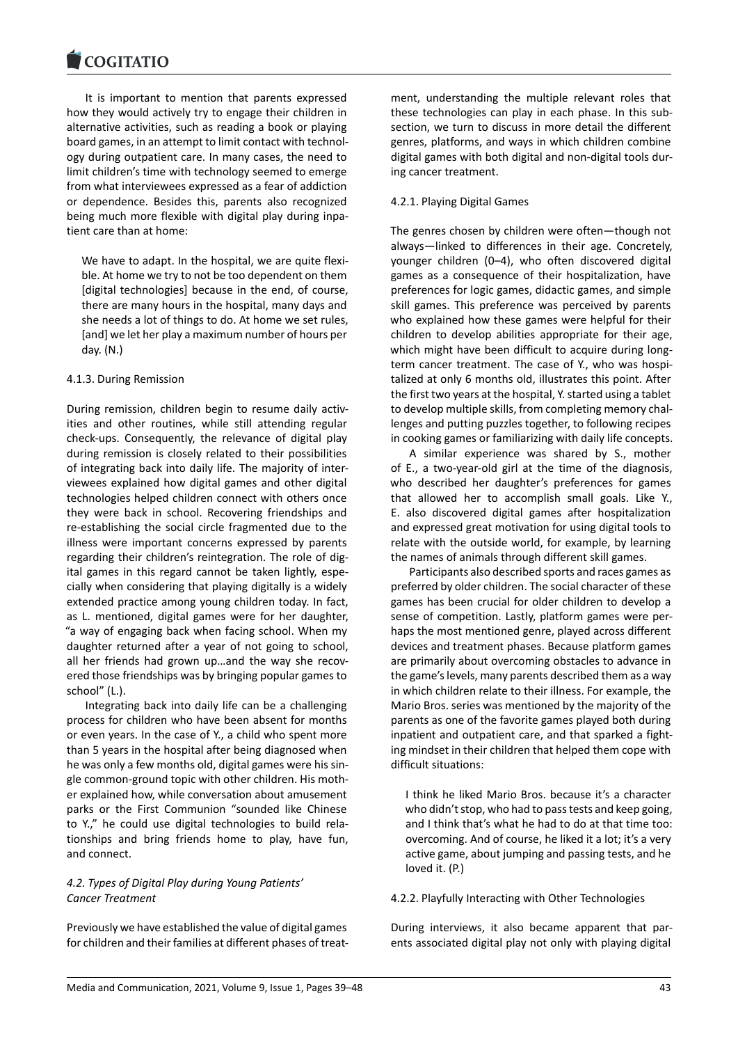It is important to mention that parents expressed how they would actively try to engage their children in alternative activities, such as reading a book or playing board games, in an attempt to limit contact with technology during outpatient care. In many cases, the need to limit children's time with technology seemed to emerge from what interviewees expressed as a fear of addiction or dependence. Besides this, parents also recognized being much more flexible with digital play during inpatient care than at home:

> We have to adapt. In the hospital, we are quite flexible. At home we try to not be too dependent on them [digital technologies] because in the end, of course, there are many hours in the hospital, many days and she needs a lot of things to do. At home we set rules, [and] we let her play a maximum number of hours per day. (N.)

#### 4.1.3. During Remission

During remission, children begin to resume daily activities and other routines, while still attending regular check-ups. Consequently, the relevance of digital play during remission is closely related to their possibilities of integrating back into daily life. The majority of interviewees explained how digital games and other digital technologies helped children connect with others once they were back in school. Recovering friendships and re-establishing the social circle fragmented due to the illness were important concerns expressed by parents regarding their children's reintegration. The role of digital games in this regard cannot be taken lightly, especially when considering that playing digitally is a widely extended practice among young children today. In fact, as L. mentioned, digital games were for her daughter, "a way of engaging back when facing school. When my daughter returned after a year of not going to school, all her friends had grown up…and the way she recovered those friendships was by bringing popular games to school" (L.).

Integrating back into daily life can be a challenging process for children who have been absent for months or even years. In the case of Y., a child who spent more than 5 years in the hospital after being diagnosed when he was only a few months old, digital games were his single common-ground topic with other children. His mother explained how, while conversation about amusement parks or the First Communion "sounded like Chinese to Y.," he could use digital technologies to build relationships and bring friends home to play, have fun, and connect.

### *4.2. Types of Digital Play during Young Patients' Cancer Treatment*

Previously we have established the value of digital games for children and their families at different phases of treatment, understanding the multiple relevant roles that these technologies can play in each phase. In this subsection, we turn to discuss in more detail the different genres, platforms, and ways in which children combine digital games with both digital and non-digital tools during cancer treatment.

#### 4.2.1. Playing Digital Games

The genres chosen by children were often—though not always—linked to differences in their age. Concretely, younger children (0–4), who often discovered digital games as a consequence of their hospitalization, have preferences for logic games, didactic games, and simple skill games. This preference was perceived by parents who explained how these games were helpful for their children to develop abilities appropriate for their age, which might have been difficult to acquire during long-term cancer treatment. The case of Y., who was hospitalized at only 6 months old, illustrates this point. After the first two years at the hospital, Y. started using a tablet to develop multiple skills, from completing memory challenges and putting puzzles together, to following recipes in cooking games or familiarizing with daily life concepts.

A similar experience was shared by S., mother of E., a two-year-old girl at the time of the diagnosis, who described her daughter's preferences for games that allowed her to accomplish small goals. Like Y., E. also discovered digital games after hospitalization and expressed great motivation for using digital tools to relate with the outside world, for example, by learning the names of animals through different skill games.

Participants also described sports and races games as preferred by older children. The social character of these games has been crucial for older children to develop a sense of competition. Lastly, platform games were perhaps the most mentioned genre, played across different devices and treatment phases. Because platform games are primarily about overcoming obstacles to advance in the game's levels, many parents described them as a way in which children relate to their illness. For example, the Mario Bros. series was mentioned by the majority of the parents as one of the favorite games played both during inpatient and outpatient care, and that sparked a fighting mindset in their children that helped them cope with difficult situations:

> I think he liked Mario Bros. because it's a character who didn't stop, who had to pass tests and keep going, and I think that's what he had to do at that time too: overcoming. And of course, he liked it a lot; it's a very active game, about jumping and passing tests, and he loved it. (P.)

#### 4.2.2. Playfully Interacting with Other Technologies

During interviews, it also became apparent that parents associated digital play not only with playing digital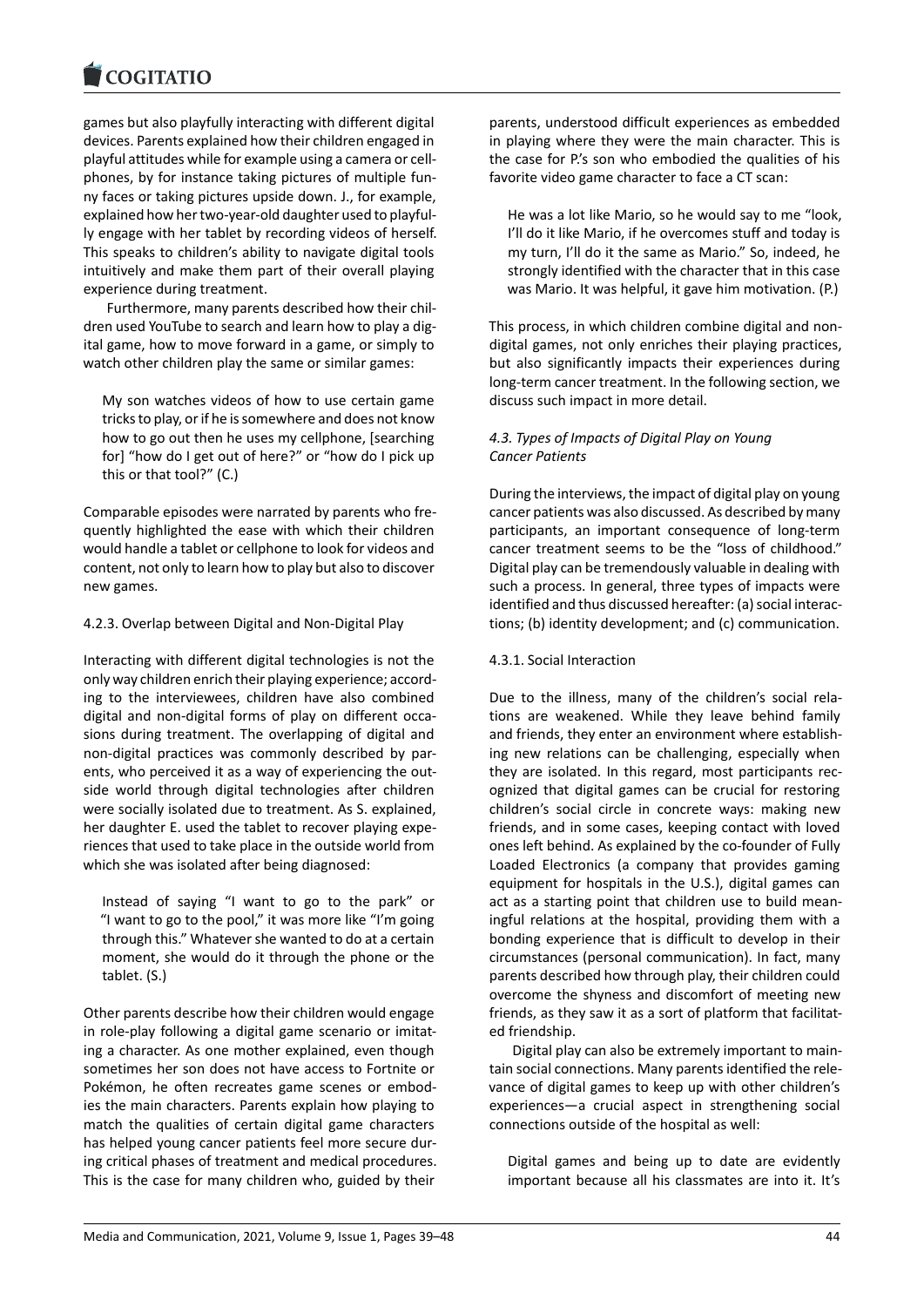games but also playfully interacting with different digital devices. Parents explained how their children engaged in playful attitudes while for example using a camera or cellphones, by for instance taking pictures of multiple funny faces or taking pictures upside down. J., for example, explained how her two-year-old daughter used to playfully engage with her tablet by recording videos of herself. This speaks to children's ability to navigate digital tools intuitively and make them part of their overall playing experience during treatment.

Furthermore, many parents described how their children used YouTube to search and learn how to play a digital game, how to move forward in a game, or simply to watch other children play the same or similar games:

> My son watches videos of how to use certain game tricks to play, or if he is somewhere and does not know how to go out then he uses my cellphone, [searching for] "how do I get out of here?" or "how do I pick up this or that tool?" (C.)

Comparable episodes were narrated by parents who frequently highlighted the ease with which their children would handle a tablet or cellphone to look for videos and content, not only to learn how to play but also to discover new games.

#### 4.2.3. Overlap between Digital and Non-Digital Play

Interacting with different digital technologies is not the only way children enrich their playing experience; according to the interviewees, children have also combined digital and non-digital forms of play on different occasions during treatment. The overlapping of digital and non-digital practices was commonly described by parents, who perceived it as a way of experiencing the outside world through digital technologies after children were socially isolated due to treatment. As S. explained, her daughter E. used the tablet to recover playing experiences that used to take place in the outside world from which she was isolated after being diagnosed:

> Instead of saying "I want to go to the park" or "I want to go to the pool," it was more like "I'm going through this." Whatever she wanted to do at a certain moment, she would do it through the phone or the tablet. (S.)

Other parents describe how their children would engage in role-play following a digital game scenario or imitating a character. As one mother explained, even though sometimes her son does not have access to Fortnite or Pokémon, he often recreates game scenes or embodies the main characters. Parents explain how playing to match the qualities of certain digital game characters has helped young cancer patients feel more secure during critical phases of treatment and medical procedures. This is the case for many children who, guided by their parents, understood difficult experiences as embedded in playing where they were the main character. This is the case for P.'s son who embodied the qualities of his favorite video game character to face a CT scan:

> He was a lot like Mario, so he would say to me "look, I'll do it like Mario, if he overcomes stuff and today is my turn, I'll do it the same as Mario." So, indeed, he strongly identified with the character that in this case was Mario. It was helpful, it gave him motivation. (P.)

This process, in which children combine digital and non-digital games, not only enriches their playing practices, but also significantly impacts their experiences during long-term cancer treatment. In the following section, we discuss such impact in more detail.

### *4.3. Types of Impacts of Digital Play on Young Cancer Patients*

During the interviews, the impact of digital play on young cancer patients was also discussed. As described by many participants, an important consequence of long-term cancer treatment seems to be the "loss of childhood." Digital play can be tremendously valuable in dealing with such a process. In general, three types of impacts were identified and thus discussed hereafter: (a) social interactions; (b) identity development; and (c) communication.

#### 4.3.1. Social Interaction

Due to the illness, many of the children's social relations are weakened. While they leave behind family and friends, they enter an environment where establishing new relations can be challenging, especially when they are isolated. In this regard, most participants recognized that digital games can be crucial for restoring children's social circle in concrete ways: making new friends, and in some cases, keeping contact with loved ones left behind. As explained by the co-founder of Fully Loaded Electronics (a company that provides gaming equipment for hospitals in the U.S.), digital games can act as a starting point that children use to build meaningful relations at the hospital, providing them with a bonding experience that is difficult to develop in their circumstances (personal communication). In fact, many parents described how through play, their children could overcome the shyness and discomfort of meeting new friends, as they saw it as a sort of platform that facilitated friendship.

Digital play can also be extremely important to maintain social connections. Many parents identified the relevance of digital games to keep up with other children's experiences—a crucial aspect in strengthening social connections outside of the hospital as well:

> Digital games and being up to date are evidently important because all his classmates are into it. It's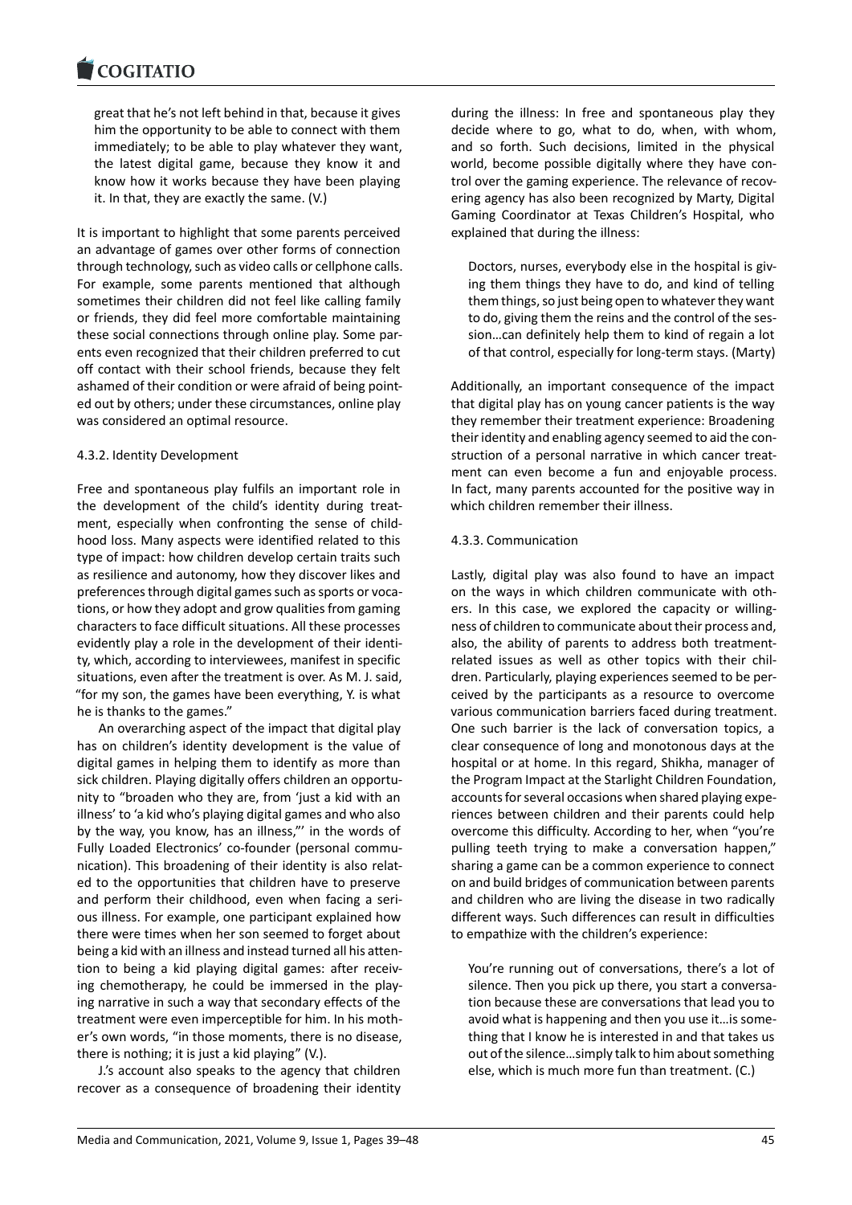great that he's not left behind in that, because it gives him the opportunity to be able to connect with them immediately; to be able to play whatever they want, the latest digital game, because they know it and know how it works because they have been playing it. In that, they are exactly the same. (V.)

It is important to highlight that some parents perceived an advantage of games over other forms of connection through technology, such as video calls or cellphone calls. For example, some parents mentioned that although sometimes their children did not feel like calling family or friends, they did feel more comfortable maintaining these social connections through online play. Some parents even recognized that their children preferred to cut off contact with their school friends, because they felt ashamed of their condition or were afraid of being pointed out by others; under these circumstances, online play was considered an optimal resource.

#### 4.3.2. Identity Development

Free and spontaneous play fulfils an important role in the development of the child's identity during treatment, especially when confronting the sense of childhood loss. Many aspects were identified related to this type of impact: how children develop certain traits such as resilience and autonomy, how they discover likes and preferences through digital games such as sports or vocations, or how they adopt and grow qualities from gaming characters to face difficult situations. All these processes evidently play a role in the development of their identity, which, according to interviewees, manifest in specific situations, even after the treatment is over. As M. J. said, "for my son, the games have been everything, Y. is what he is thanks to the games."

An overarching aspect of the impact that digital play has on children's identity development is the value of digital games in helping them to identify as more than sick children. Playing digitally offers children an opportunity to "broaden who they are, from 'just a kid with an illness' to 'a kid who's playing digital games and who also by the way, you know, has an illness,"' in the words of Fully Loaded Electronics' co-founder (personal communication). This broadening of their identity is also related to the opportunities that children have to preserve and perform their childhood, even when facing a serious illness. For example, one participant explained how there were times when her son seemed to forget about being a kid with an illness and instead turned all his attention to being a kid playing digital games: after receiving chemotherapy, he could be immersed in the playing narrative in such a way that secondary effects of the treatment were even imperceptible for him. In his mother's own words, "in those moments, there is no disease, there is nothing; it is just a kid playing" (V.).

J.'s account also speaks to the agency that children recover as a consequence of broadening their identity during the illness: In free and spontaneous play they decide where to go, what to do, when, with whom, and so forth. Such decisions, limited in the physical world, become possible digitally where they have control over the gaming experience. The relevance of recovering agency has also been recognized by Marty, Digital Gaming Coordinator at Texas Children's Hospital, who explained that during the illness:

> Doctors, nurses, everybody else in the hospital is giving them things they have to do, and kind of telling them things, so just being open to whatever they want to do, giving them the reins and the control of the session…can definitely help them to kind of regain a lot of that control, especially for long-term stays. (Marty)

Additionally, an important consequence of the impact that digital play has on young cancer patients is the way they remember their treatment experience: Broadening their identity and enabling agency seemed to aid the construction of a personal narrative in which cancer treatment can even become a fun and enjoyable process. In fact, many parents accounted for the positive way in which children remember their illness.

#### 4.3.3. Communication

Lastly, digital play was also found to have an impact on the ways in which children communicate with others. In this case, we explored the capacity or willingness of children to communicate about their process and, also, the ability of parents to address both treatment-related issues as well as other topics with their children. Particularly, playing experiences seemed to be perceived by the participants as a resource to overcome various communication barriers faced during treatment. One such barrier is the lack of conversation topics, a clear consequence of long and monotonous days at the hospital or at home. In this regard, Shikha, manager of the Program Impact at the Starlight Children Foundation, accounts for several occasions when shared playing experiences between children and their parents could help overcome this difficulty. According to her, when "you're pulling teeth trying to make a conversation happen," sharing a game can be a common experience to connect on and build bridges of communication between parents and children who are living the disease in two radically different ways. Such differences can result in difficulties to empathize with the children's experience:

> You're running out of conversations, there's a lot of silence. Then you pick up there, you start a conversation because these are conversations that lead you to avoid what is happening and then you use it…is something that I know he is interested in and that takes us out of the silence…simply talk to him about something else, which is much more fun than treatment. (C.)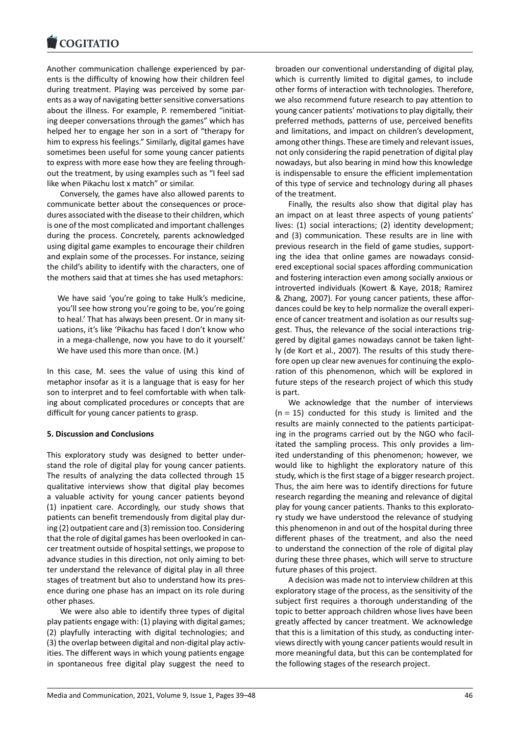Another communication challenge experienced by parents is the difficulty of knowing how their children feel during treatment. Playing was perceived by some parents as a way of navigating better sensitive conversations about the illness. For example, P. remembered "initiating deeper conversations through the games" which has helped her to engage her son in a sort of "therapy for him to express his feelings." Similarly, digital games have sometimes been useful for some young cancer patients to express with more ease how they are feeling throughout the treatment, by using examples such as "I feel sad like when Pikachu lost x match" or similar.

Conversely, the games have also allowed parents to communicate better about the consequences or procedures associated with the disease to their children, which is one of the most complicated and important challenges during the process. Concretely, parents acknowledged using digital game examples to encourage their children and explain some of the processes. For instance, seizing the child's ability to identify with the characters, one of the mothers said that at times she has used metaphors:

> We have said 'you're going to take Hulk's medicine, you'll see how strong you're going to be, you're going to heal.' That has always been present. Or in many situations, it's like 'Pikachu has faced I don't know who in a mega-challenge, now you have to do it yourself.' We have used this more than once. (M.)

In this case, M. sees the value of using this kind of metaphor insofar as it is a language that is easy for her son to interpret and to feel comfortable with when talking about complicated procedures or concepts that are difficult for young cancer patients to grasp.

## 5. Discussion and Conclusions

This exploratory study was designed to better understand the role of digital play for young cancer patients. The results of analyzing the data collected through 15 qualitative interviews show that digital play becomes a valuable activity for young cancer patients beyond (1) inpatient care. Accordingly, our study shows that patients can benefit tremendously from digital play during (2) outpatient care and (3) remission too. Considering that the role of digital games has been overlooked in cancer treatment outside of hospital settings, we propose to advance studies in this direction, not only aiming to better understand the relevance of digital play in all three stages of treatment but also to understand how its presence during one phase has an impact on its role during other phases.

We were also able to identify three types of digital play patients engage with: (1) playing with digital games; (2) playfully interacting with digital technologies; and (3) the overlap between digital and non-digital play activities. The different ways in which young patients engage in spontaneous free digital play suggest the need to broaden our conventional understanding of digital play, which is currently limited to digital games, to include other forms of interaction with technologies. Therefore, we also recommend future research to pay attention to young cancer patients' motivations to play digitally, their preferred methods, patterns of use, perceived benefits and limitations, and impact on children's development, among other things. These are timely and relevant issues, not only considering the rapid penetration of digital play nowadays, but also bearing in mind how this knowledge is indispensable to ensure the efficient implementation of this type of service and technology during all phases of the treatment.

Finally, the results also show that digital play has an impact on at least three aspects of young patients' lives: (1) social interactions; (2) identity development; and (3) communication. These results are in line with previous research in the field of game studies, supporting the idea that online games are nowadays considered exceptional social spaces affording communication and fostering interaction even among socially anxious or introverted individuals (Kowert & Kaye, 2018; Ramirez & Zhang, 2007). For young cancer patients, these affordances could be key to help normalize the overall experience of cancer treatment and isolation as our results suggest. Thus, the relevance of the social interactions triggered by digital games nowadays cannot be taken lightly (de Kort et al., 2007). The results of this study therefore open up clear new avenues for continuing the exploration of this phenomenon, which will be explored in future steps of the research project of which this study is part.

We acknowledge that the number of interviews ($n = 15$) conducted for this study is limited and the results are mainly connected to the patients participating in the programs carried out by the NGO who facilitated the sampling process. This only provides a limited understanding of this phenomenon; however, we would like to highlight the exploratory nature of this study, which is the first stage of a bigger research project. Thus, the aim here was to identify directions for future research regarding the meaning and relevance of digital play for young cancer patients. Thanks to this exploratory study we have understood the relevance of studying this phenomenon in and out of the hospital during three different phases of the treatment, and also the need to understand the connection of the role of digital play during these three phases, which will serve to structure future phases of this project.

A decision was made not to interview children at this exploratory stage of the process, as the sensitivity of the subject first requires a thorough understanding of the topic to better approach children whose lives have been greatly affected by cancer treatment. We acknowledge that this is a limitation of this study, as conducting interviews directly with young cancer patients would result in more meaningful data, but this can be contemplated for the following stages of the research project.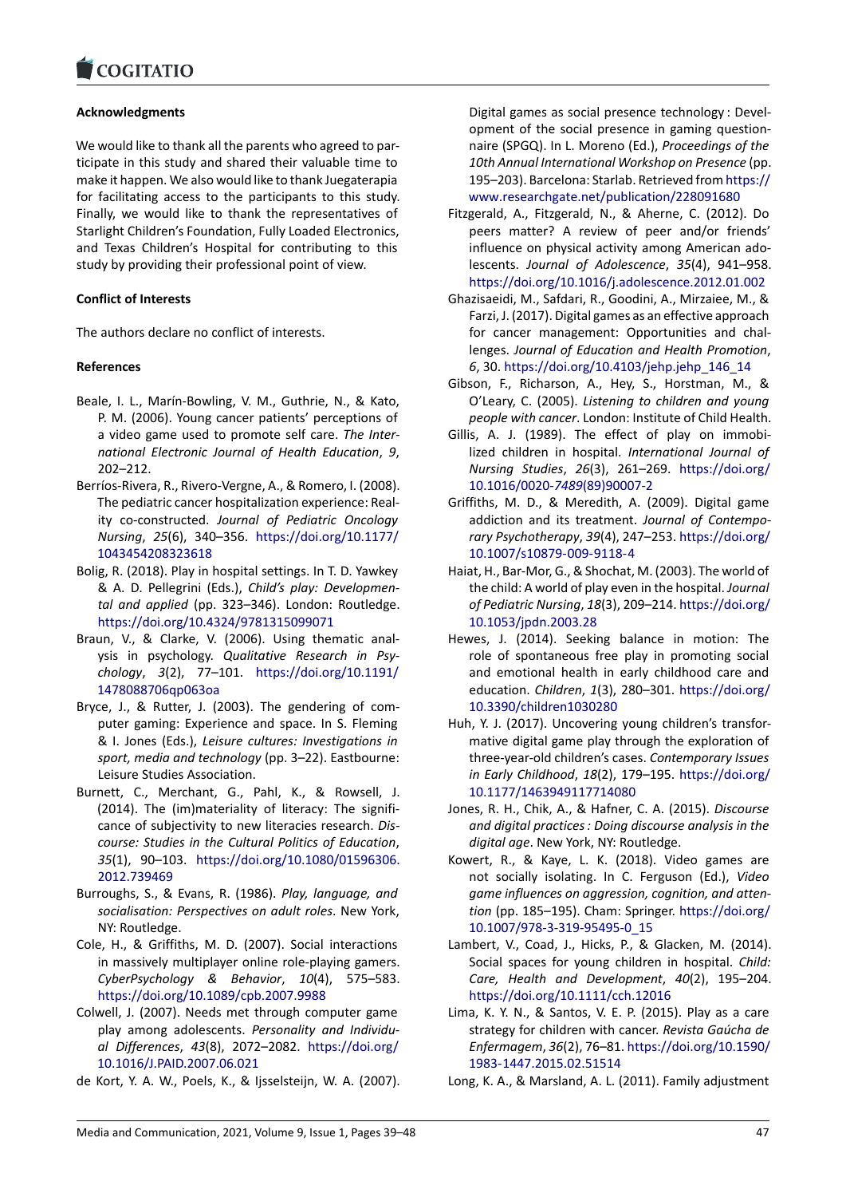### Acknowledgments

We would like to thank all the parents who agreed to participate in this study and shared their valuable time to make it happen. We also would like to thank Juegaterapia for facilitating access to the participants to this study. Finally, we would like to thank the representatives of Starlight Children's Foundation, Fully Loaded Electronics, and Texas Children's Hospital for contributing to this study by providing their professional point of view.

### Conflict of Interests

The authors declare no conflict of interests.

### References

Beale, I. L., Marín-Bowling, V. M., Guthrie, N., & Kato, P. M. (2006). Young cancer patients' perceptions of a video game used to promote self care. *The International Electronic Journal of Health Education*, *9*, 202–212.

Berríos-Rivera, R., Rivero-Vergne, A., & Romero, I. (2008). The pediatric cancer hospitalization experience: Reality co-constructed. *Journal of Pediatric Oncology Nursing*, *25*(6), 340–356. https://doi.org/10.1177/1043454208323618

Bolig, R. (2018). Play in hospital settings. In T. D. Yawkey & A. D. Pellegrini (Eds.), *Child's play: Developmental and applied* (pp. 323–346). London: Routledge. https://doi.org/10.4324/9781315099071

Braun, V., & Clarke, V. (2006). Using thematic analysis in psychology. *Qualitative Research in Psychology*, *3*(2), 77–101. https://doi.org/10.1191/1478088706qp063oa

Bryce, J., & Rutter, J. (2003). The gendering of computer gaming: Experience and space. In S. Fleming & I. Jones (Eds.), *Leisure cultures: Investigations in sport, media and technology* (pp. 3–22). Eastbourne: Leisure Studies Association.

Burnett, C., Merchant, G., Pahl, K., & Rowsell, J. (2014). The (im)materiality of literacy: The significance of subjectivity to new literacies research. *Discourse: Studies in the Cultural Politics of Education*, *35*(1), 90–103. https://doi.org/10.1080/01596306.2012.739469

Burroughs, S., & Evans, R. (1986). *Play, language, and socialisation: Perspectives on adult roles*. New York, NY: Routledge.

Cole, H., & Griffiths, M. D. (2007). Social interactions in massively multiplayer online role-playing gamers. *CyberPsychology & Behavior*, *10*(4), 575–583. https://doi.org/10.1089/cpb.2007.9988

Colwell, J. (2007). Needs met through computer game play among adolescents. *Personality and Individual Differences*, *43*(8), 2072–2082. https://doi.org/10.1016/J.PAID.2007.06.021

de Kort, Y. A. W., Poels, K., & Ijsselsteijn, W. A. (2007). Digital games as social presence technology : Development of the social presence in gaming questionnaire (SPGQ). In L. Moreno (Ed.), *Proceedings of the 10th Annual International Workshop on Presence* (pp. 195–203). Barcelona: Starlab. Retrieved from https://www.researchgate.net/publication/228091680

Fitzgerald, A., Fitzgerald, N., & Aherne, C. (2012). Do peers matter? A review of peer and/or friends' influence on physical activity among American adolescents. *Journal of Adolescence*, *35*(4), 941–958. https://doi.org/10.1016/j.adolescence.2012.01.002

Ghazisaeidi, M., Safdari, R., Goodini, A., Mirzaiee, M., & Farzi, J. (2017). Digital games as an effective approach for cancer management: Opportunities and challenges. *Journal of Education and Health Promotion*, *6*, 30. https://doi.org/10.4103/jehp.jehp_146_14

Gibson, F., Richarson, A., Hey, S., Horstman, M., & O'Leary, C. (2005). *Listening to children and young people with cancer*. London: Institute of Child Health.

Gillis, A. J. (1989). The effect of play on immobilized children in hospital. *International Journal of Nursing Studies*, *26*(3), 261–269. https://doi.org/10.1016/0020-7489(89)90007-2

Griffiths, M. D., & Meredith, A. (2009). Digital game addiction and its treatment. *Journal of Contemporary Psychotherapy*, *39*(4), 247–253. https://doi.org/10.1007/s10879-009-9118-4

Haiat, H., Bar-Mor, G., & Shochat, M. (2003). The world of the child: A world of play even in the hospital. *Journal of Pediatric Nursing*, *18*(3), 209–214. https://doi.org/10.1053/jpdn.2003.28

Hewes, J. (2014). Seeking balance in motion: The role of spontaneous free play in promoting social and emotional health in early childhood care and education. *Children*, *1*(3), 280–301. https://doi.org/10.3390/children1030280

Huh, Y. J. (2017). Uncovering young children's transformative digital game play through the exploration of three-year-old children's cases. *Contemporary Issues in Early Childhood*, *18*(2), 179–195. https://doi.org/10.1177/1463949117714080

Jones, R. H., Chik, A., & Hafner, C. A. (2015). *Discourse and digital practices : Doing discourse analysis in the digital age*. New York, NY: Routledge.

Kowert, R., & Kaye, L. K. (2018). Video games are not socially isolating. In C. Ferguson (Ed.), *Video game influences on aggression, cognition, and attention* (pp. 185–195). Cham: Springer. https://doi.org/10.1007/978-3-319-95495-0_15

Lambert, V., Coad, J., Hicks, P., & Glacken, M. (2014). Social spaces for young children in hospital. *Child: Care, Health and Development*, *40*(2), 195–204. https://doi.org/10.1111/cch.12016

Lima, K. Y. N., & Santos, V. E. P. (2015). Play as a care strategy for children with cancer. *Revista Gaúcha de Enfermagem*, *36*(2), 76–81. https://doi.org/10.1590/1983-1447.2015.02.51514

Long, K. A., & Marsland, A. L. (2011). Family adjustment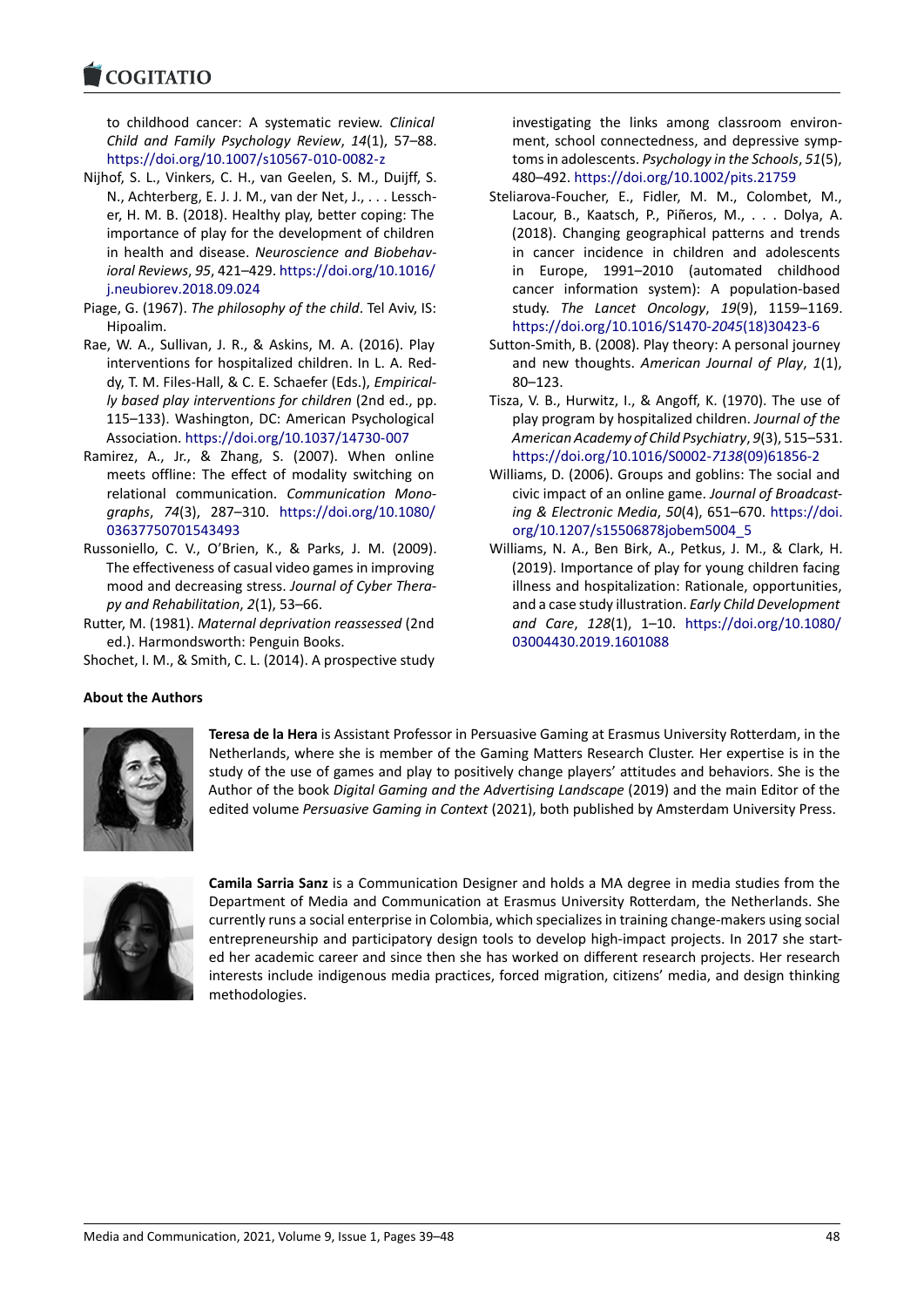to childhood cancer: A systematic review. *Clinical Child and Family Psychology Review*, *14*(1), 57–88. https://doi.org/10.1007/s10567-010-0082-z

Nijhof, S. L., Vinkers, C. H., van Geelen, S. M., Duijff, S. N., Achterberg, E. J. J. M., van der Net, J., . . . Lesscher, H. M. B. (2018). Healthy play, better coping: The importance of play for the development of children in health and disease. *Neuroscience and Biobehavioral Reviews*, *95*, 421–429. https://doi.org/10.1016/j.neubiorev.2018.09.024

Piage, G. (1967). *The philosophy of the child*. Tel Aviv, IS: Hipoalim.

Rae, W. A., Sullivan, J. R., & Askins, M. A. (2016). Play interventions for hospitalized children. In L. A. Reddy, T. M. Files-Hall, & C. E. Schaefer (Eds.), *Empirically based play interventions for children* (2nd ed., pp. 115–133). Washington, DC: American Psychological Association. https://doi.org/10.1037/14730-007

Ramirez, A., Jr., & Zhang, S. (2007). When online meets offline: The effect of modality switching on relational communication. *Communication Monographs*, *74*(3), 287–310. https://doi.org/10.1080/03637750701543493

Russoniello, C. V., O'Brien, K., & Parks, J. M. (2009). The effectiveness of casual video games in improving mood and decreasing stress. *Journal of Cyber Therapy and Rehabilitation*, *2*(1), 53–66.

Rutter, M. (1981). *Maternal deprivation reassessed* (2nd ed.). Harmondsworth: Penguin Books.

Shochet, I. M., & Smith, C. L. (2014). A prospective study investigating the links among classroom environment, school connectedness, and depressive symptoms in adolescents. *Psychology in the Schools*, *51*(5), 480–492. https://doi.org/10.1002/pits.21759

Steliarova-Foucher, E., Fidler, M. M., Colombet, M., Lacour, B., Kaatsch, P., Piñeros, M., . . . Dolya, A. (2018). Changing geographical patterns and trends in cancer incidence in children and adolescents in Europe, 1991–2010 (automated childhood cancer information system): A population-based study. *The Lancet Oncology*, *19*(9), 1159–1169. https://doi.org/10.1016/S1470-2045(18)30423-6

Sutton-Smith, B. (2008). Play theory: A personal journey and new thoughts. *American Journal of Play*, *1*(1), 80–123.

Tisza, V. B., Hurwitz, I., & Angoff, K. (1970). The use of play program by hospitalized children. *Journal of the American Academy of Child Psychiatry*, *9*(3), 515–531. https://doi.org/10.1016/S0002-7138(09)61856-2

Williams, D. (2006). Groups and goblins: The social and civic impact of an online game. *Journal of Broadcasting & Electronic Media*, *50*(4), 651–670. https://doi.org/10.1207/s15506878jobem5004_5

Williams, N. A., Ben Birk, A., Petkus, J. M., & Clark, H. (2019). Importance of play for young children facing illness and hospitalization: Rationale, opportunities, and a case study illustration. *Early Child Development and Care*, *128*(1), 1–10. https://doi.org/10.1080/03004430.2019.1601088

## About the Authors

**Teresa de la Hera** is Assistant Professor in Persuasive Gaming at Erasmus University Rotterdam, in the Netherlands, where she is member of the Gaming Matters Research Cluster. Her expertise is in the study of the use of games and play to positively change players' attitudes and behaviors. She is the Author of the book *Digital Gaming and the Advertising Landscape* (2019) and the main Editor of the edited volume *Persuasive Gaming in Context* (2021), both published by Amsterdam University Press.

**Camila Sarria Sanz** is a Communication Designer and holds a MA degree in media studies from the Department of Media and Communication at Erasmus University Rotterdam, the Netherlands. She currently runs a social enterprise in Colombia, which specializes in training change-makers using social entrepreneurship and participatory design tools to develop high-impact projects. In 2017 she started her academic career and since then she has worked on different research projects. Her research interests include indigenous media practices, forced migration, citizens' media, and design thinking methodologies.